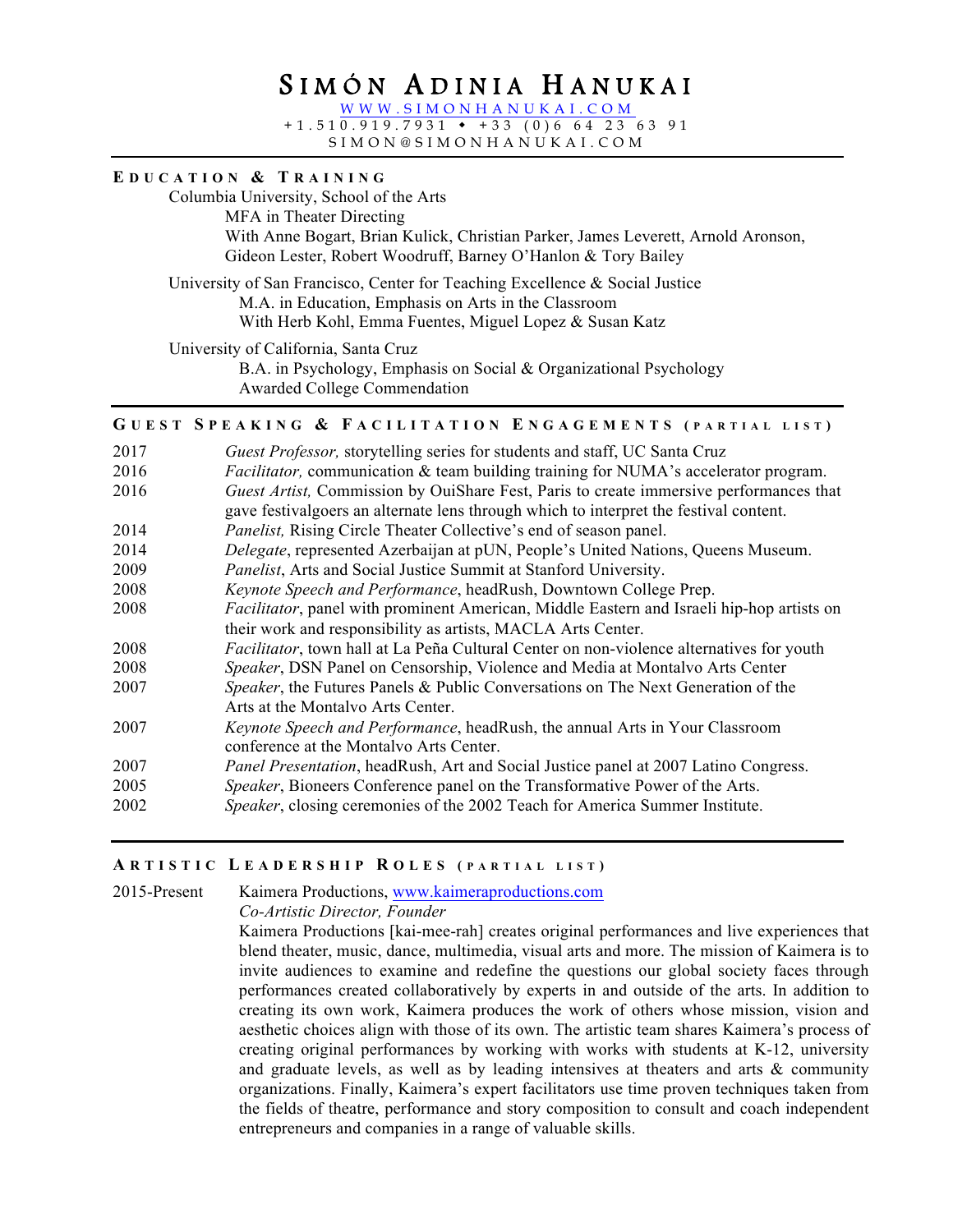# Simón Adinia Hanukai

[www.simonhanukai.com](http://www.simonhanukai.com)
+1.510.919.7931 • +33 (0)6 64 23 63 91
simon@simonhanukai.com

## Education & Training

Columbia University, School of the Arts
MFA in Theater Directing
With Anne Bogart, Brian Kulick, Christian Parker, James Leverett, Arnold Aronson, Gideon Lester, Robert Woodruff, Barney O'Hanlon & Tory Bailey

University of San Francisco, Center for Teaching Excellence & Social Justice
M.A. in Education, Emphasis on Arts in the Classroom
With Herb Kohl, Emma Fuentes, Miguel Lopez & Susan Katz

University of California, Santa Cruz
B.A. in Psychology, Emphasis on Social & Organizational Psychology
Awarded College Commendation

## Guest Speaking & Facilitation Engagements (partial list)

| | |
|---|---|
| 2017 | *Guest Professor,* storytelling series for students and staff, UC Santa Cruz |
| 2016 | *Facilitator,* communication & team building training for NUMA's accelerator program. |
| 2016 | *Guest Artist,* Commission by OuiShare Fest, Paris to create immersive performances that gave festivalgoers an alternate lens through which to interpret the festival content. |
| 2014 | *Panelist,* Rising Circle Theater Collective's end of season panel. |
| 2014 | *Delegate*, represented Azerbaijan at pUN, People's United Nations, Queens Museum. |
| 2009 | *Panelist*, Arts and Social Justice Summit at Stanford University. |
| 2008 | *Keynote Speech and Performance*, headRush, Downtown College Prep. |
| 2008 | *Facilitator*, panel with prominent American, Middle Eastern and Israeli hip-hop artists on their work and responsibility as artists, MACLA Arts Center. |
| 2008 | *Facilitator*, town hall at La Peña Cultural Center on non-violence alternatives for youth |
| 2008 | *Speaker*, DSN Panel on Censorship, Violence and Media at Montalvo Arts Center |
| 2007 | *Speaker*, the Futures Panels & Public Conversations on The Next Generation of the Arts at the Montalvo Arts Center. |
| 2007 | *Keynote Speech and Performance*, headRush, the annual Arts in Your Classroom conference at the Montalvo Arts Center. |
| 2007 | *Panel Presentation*, headRush, Art and Social Justice panel at 2007 Latino Congress. |
| 2005 | *Speaker*, Bioneers Conference panel on the Transformative Power of the Arts. |
| 2002 | *Speaker*, closing ceremonies of the 2002 Teach for America Summer Institute. |

## Artistic Leadership Roles (partial list)

**2015-Present** — Kaimera Productions, [www.kaimeraproductions.com](http://www.kaimeraproductions.com)
*Co-Artistic Director, Founder*

Kaimera Productions [kai-mee-rah] creates original performances and live experiences that blend theater, music, dance, multimedia, visual arts and more. The mission of Kaimera is to invite audiences to examine and redefine the questions our global society faces through performances created collaboratively by experts in and outside of the arts. In addition to creating its own work, Kaimera produces the work of others whose mission, vision and aesthetic choices align with those of its own. The artistic team shares Kaimera's process of creating original performances by working with works with students at K-12, university and graduate levels, as well as by leading intensives at theaters and arts & community organizations. Finally, Kaimera's expert facilitators use time proven techniques taken from the fields of theatre, performance and story composition to consult and coach independent entrepreneurs and companies in a range of valuable skills.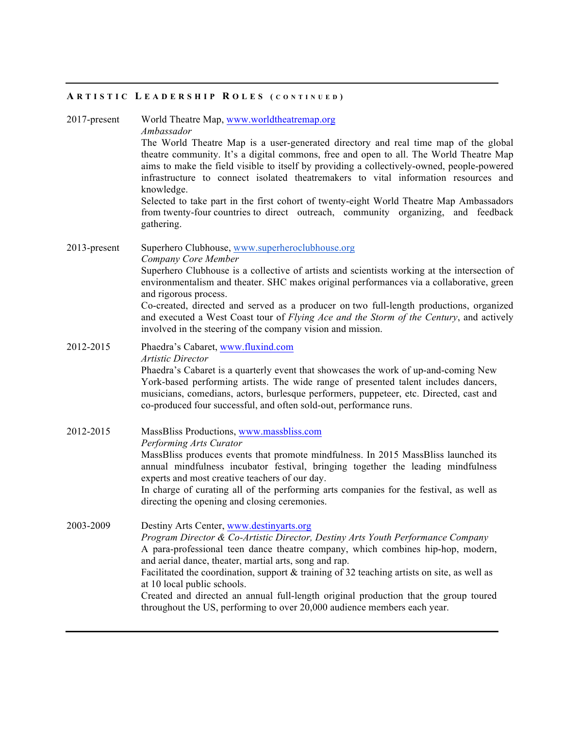## ARTISTIC LEADERSHIP ROLES (CONTINUED)

**2017-present** — World Theatre Map, www.worldtheatremap.org
*Ambassador*
The World Theatre Map is a user-generated directory and real time map of the global theatre community. It's a digital commons, free and open to all. The World Theatre Map aims to make the field visible to itself by providing a collectively-owned, people-powered infrastructure to connect isolated theatremakers to vital information resources and knowledge.
Selected to take part in the first cohort of twenty-eight World Theatre Map Ambassadors from twenty-four countries to direct outreach, community organizing, and feedback gathering.

**2013-present** — Superhero Clubhouse, www.superheroclubhouse.org
*Company Core Member*
Superhero Clubhouse is a collective of artists and scientists working at the intersection of environmentalism and theater. SHC makes original performances via a collaborative, green and rigorous process.
Co-created, directed and served as a producer on two full-length productions, organized and executed a West Coast tour of *Flying Ace and the Storm of the Century*, and actively involved in the steering of the company vision and mission.

**2012-2015** — Phaedra's Cabaret, www.fluxind.com
*Artistic Director*
Phaedra's Cabaret is a quarterly event that showcases the work of up-and-coming New York-based performing artists. The wide range of presented talent includes dancers, musicians, comedians, actors, burlesque performers, puppeteer, etc. Directed, cast and co-produced four successful, and often sold-out, performance runs.

**2012-2015** — MassBliss Productions, www.massbliss.com
*Performing Arts Curator*
MassBliss produces events that promote mindfulness. In 2015 MassBliss launched its annual mindfulness incubator festival, bringing together the leading mindfulness experts and most creative teachers of our day.
In charge of curating all of the performing arts companies for the festival, as well as directing the opening and closing ceremonies.

**2003-2009** — Destiny Arts Center, www.destinyarts.org
*Program Director & Co-Artistic Director, Destiny Arts Youth Performance Company*
A para-professional teen dance theatre company, which combines hip-hop, modern, and aerial dance, theater, martial arts, song and rap.
Facilitated the coordination, support & training of 32 teaching artists on site, as well as at 10 local public schools.
Created and directed an annual full-length original production that the group toured throughout the US, performing to over 20,000 audience members each year.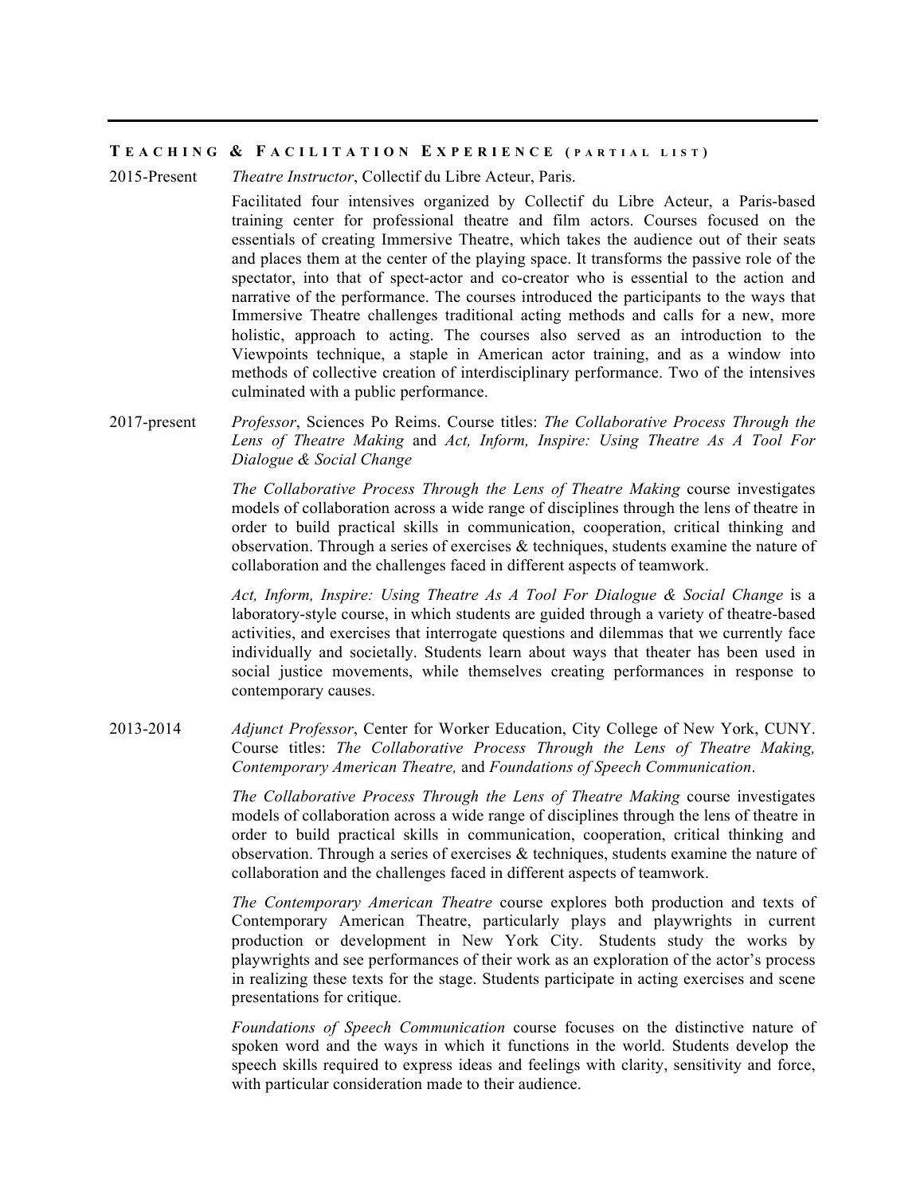## Teaching & Facilitation Experience (partial list)

**2015-Present** — *Theatre Instructor*, Collectif du Libre Acteur, Paris.

Facilitated four intensives organized by Collectif du Libre Acteur, a Paris-based training center for professional theatre and film actors. Courses focused on the essentials of creating Immersive Theatre, which takes the audience out of their seats and places them at the center of the playing space. It transforms the passive role of the spectator, into that of spect-actor and co-creator who is essential to the action and narrative of the performance. The courses introduced the participants to the ways that Immersive Theatre challenges traditional acting methods and calls for a new, more holistic, approach to acting. The courses also served as an introduction to the Viewpoints technique, a staple in American actor training, and as a window into methods of collective creation of interdisciplinary performance. Two of the intensives culminated with a public performance.

**2017-present** — *Professor*, Sciences Po Reims. Course titles: *The Collaborative Process Through the Lens of Theatre Making* and *Act, Inform, Inspire: Using Theatre As A Tool For Dialogue & Social Change*

*The Collaborative Process Through the Lens of Theatre Making* course investigates models of collaboration across a wide range of disciplines through the lens of theatre in order to build practical skills in communication, cooperation, critical thinking and observation. Through a series of exercises & techniques, students examine the nature of collaboration and the challenges faced in different aspects of teamwork.

*Act, Inform, Inspire: Using Theatre As A Tool For Dialogue & Social Change* is a laboratory-style course, in which students are guided through a variety of theatre-based activities, and exercises that interrogate questions and dilemmas that we currently face individually and societally. Students learn about ways that theater has been used in social justice movements, while themselves creating performances in response to contemporary causes.

**2013-2014** — *Adjunct Professor*, Center for Worker Education, City College of New York, CUNY. Course titles: *The Collaborative Process Through the Lens of Theatre Making, Contemporary American Theatre,* and *Foundations of Speech Communication*.

*The Collaborative Process Through the Lens of Theatre Making* course investigates models of collaboration across a wide range of disciplines through the lens of theatre in order to build practical skills in communication, cooperation, critical thinking and observation. Through a series of exercises & techniques, students examine the nature of collaboration and the challenges faced in different aspects of teamwork.

*The Contemporary American Theatre* course explores both production and texts of Contemporary American Theatre, particularly plays and playwrights in current production or development in New York City. Students study the works by playwrights and see performances of their work as an exploration of the actor's process in realizing these texts for the stage. Students participate in acting exercises and scene presentations for critique.

*Foundations of Speech Communication* course focuses on the distinctive nature of spoken word and the ways in which it functions in the world. Students develop the speech skills required to express ideas and feelings with clarity, sensitivity and force, with particular consideration made to their audience.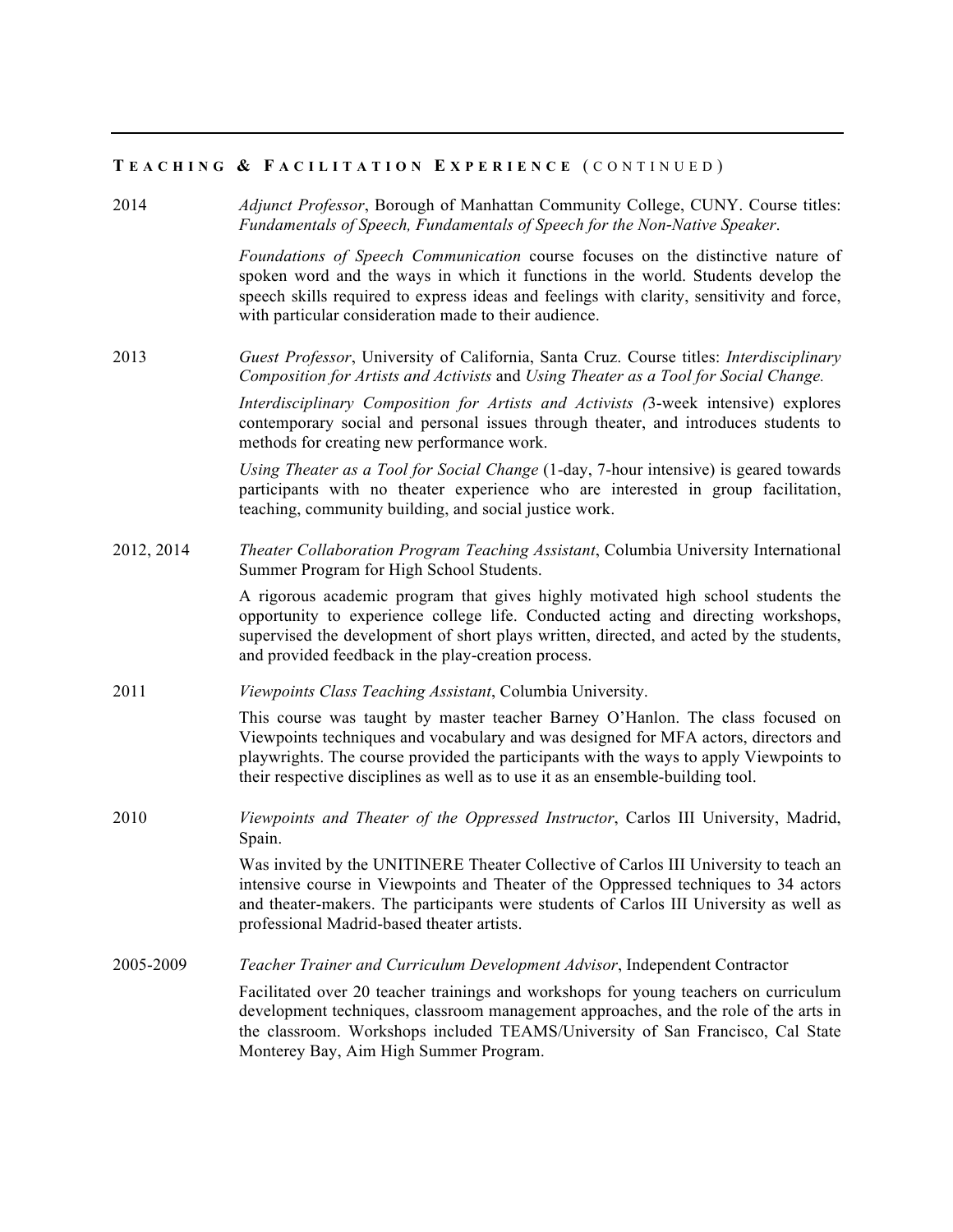## TEACHING & FACILITATION EXPERIENCE (CONTINUED)

2014 — *Adjunct Professor*, Borough of Manhattan Community College, CUNY. Course titles: *Fundamentals of Speech, Fundamentals of Speech for the Non-Native Speaker*.

*Foundations of Speech Communication* course focuses on the distinctive nature of spoken word and the ways in which it functions in the world. Students develop the speech skills required to express ideas and feelings with clarity, sensitivity and force, with particular consideration made to their audience.

2013 — *Guest Professor*, University of California, Santa Cruz. Course titles: *Interdisciplinary Composition for Artists and Activists* and *Using Theater as a Tool for Social Change.*

*Interdisciplinary Composition for Artists and Activists (*3-week intensive) explores contemporary social and personal issues through theater, and introduces students to methods for creating new performance work.

*Using Theater as a Tool for Social Change* (1-day, 7-hour intensive) is geared towards participants with no theater experience who are interested in group facilitation, teaching, community building, and social justice work.

2012, 2014 — *Theater Collaboration Program Teaching Assistant*, Columbia University International Summer Program for High School Students.

A rigorous academic program that gives highly motivated high school students the opportunity to experience college life. Conducted acting and directing workshops, supervised the development of short plays written, directed, and acted by the students, and provided feedback in the play-creation process.

2011 — *Viewpoints Class Teaching Assistant*, Columbia University.

This course was taught by master teacher Barney O'Hanlon. The class focused on Viewpoints techniques and vocabulary and was designed for MFA actors, directors and playwrights. The course provided the participants with the ways to apply Viewpoints to their respective disciplines as well as to use it as an ensemble-building tool.

2010 — *Viewpoints and Theater of the Oppressed Instructor*, Carlos III University, Madrid, Spain.

Was invited by the UNITINERE Theater Collective of Carlos III University to teach an intensive course in Viewpoints and Theater of the Oppressed techniques to 34 actors and theater-makers. The participants were students of Carlos III University as well as professional Madrid-based theater artists.

2005-2009 — *Teacher Trainer and Curriculum Development Advisor*, Independent Contractor

Facilitated over 20 teacher trainings and workshops for young teachers on curriculum development techniques, classroom management approaches, and the role of the arts in the classroom. Workshops included TEAMS/University of San Francisco, Cal State Monterey Bay, Aim High Summer Program.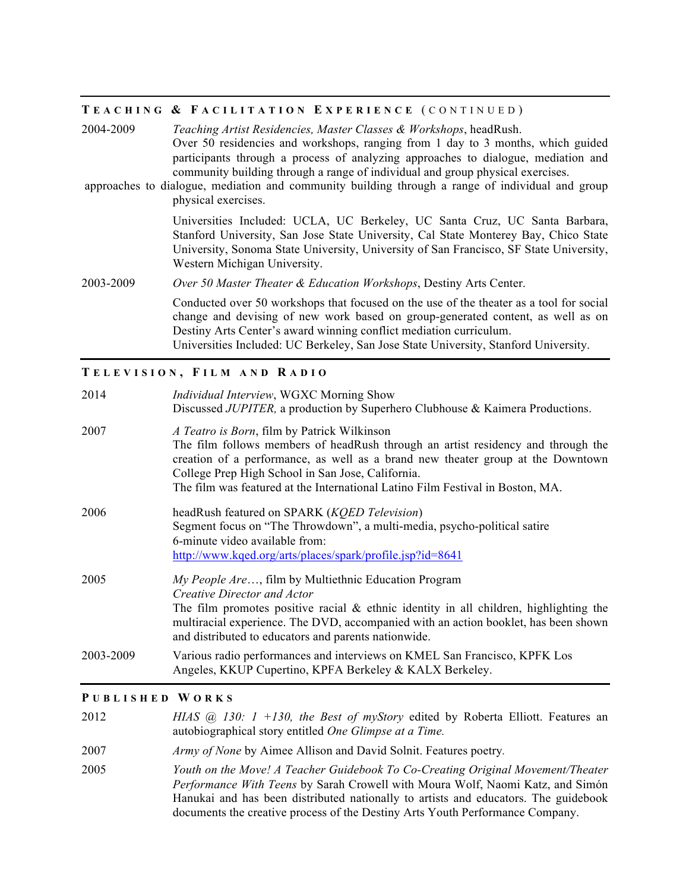## Teaching & Facilitation Experience (continued)

2004-2009 *Teaching Artist Residencies, Master Classes & Workshops*, headRush.
Over 50 residencies and workshops, ranging from 1 day to 3 months, which guided participants through a process of analyzing approaches to dialogue, mediation and community building through a range of individual and group physical exercises.
approaches to dialogue, mediation and community building through a range of individual and group physical exercises.

Universities Included: UCLA, UC Berkeley, UC Santa Cruz, UC Santa Barbara, Stanford University, San Jose State University, Cal State Monterey Bay, Chico State University, Sonoma State University, University of San Francisco, SF State University, Western Michigan University.

2003-2009 *Over 50 Master Theater & Education Workshops*, Destiny Arts Center.

Conducted over 50 workshops that focused on the use of the theater as a tool for social change and devising of new work based on group-generated content, as well as on Destiny Arts Center's award winning conflict mediation curriculum.
Universities Included: UC Berkeley, San Jose State University, Stanford University.

## Television, Film and Radio

2014 *Individual Interview*, WGXC Morning Show
Discussed *JUPITER,* a production by Superhero Clubhouse & Kaimera Productions.

2007 *A Teatro is Born*, film by Patrick Wilkinson
The film follows members of headRush through an artist residency and through the creation of a performance, as well as a brand new theater group at the Downtown College Prep High School in San Jose, California.
The film was featured at the International Latino Film Festival in Boston, MA.

2006 headRush featured on SPARK (*KQED Television*)
Segment focus on "The Throwdown", a multi-media, psycho-political satire
6-minute video available from:
http://www.kqed.org/arts/places/spark/profile.jsp?id=8641

2005 *My People Are*…, film by Multiethnic Education Program
*Creative Director and Actor*
The film promotes positive racial & ethnic identity in all children, highlighting the multiracial experience. The DVD, accompanied with an action booklet, has been shown and distributed to educators and parents nationwide.

2003-2009 Various radio performances and interviews on KMEL San Francisco, KPFK Los Angeles, KKUP Cupertino, KPFA Berkeley & KALX Berkeley.

## Published Works

2012 *HIAS @ 130: 1 +130, the Best of myStory* edited by Roberta Elliott. Features an autobiographical story entitled *One Glimpse at a Time.*

2007 *Army of None* by Aimee Allison and David Solnit. Features poetry.

2005 *Youth on the Move! A Teacher Guidebook To Co-Creating Original Movement/Theater Performance With Teens* by Sarah Crowell with Moura Wolf, Naomi Katz, and Simón Hanukai and has been distributed nationally to artists and educators. The guidebook documents the creative process of the Destiny Arts Youth Performance Company.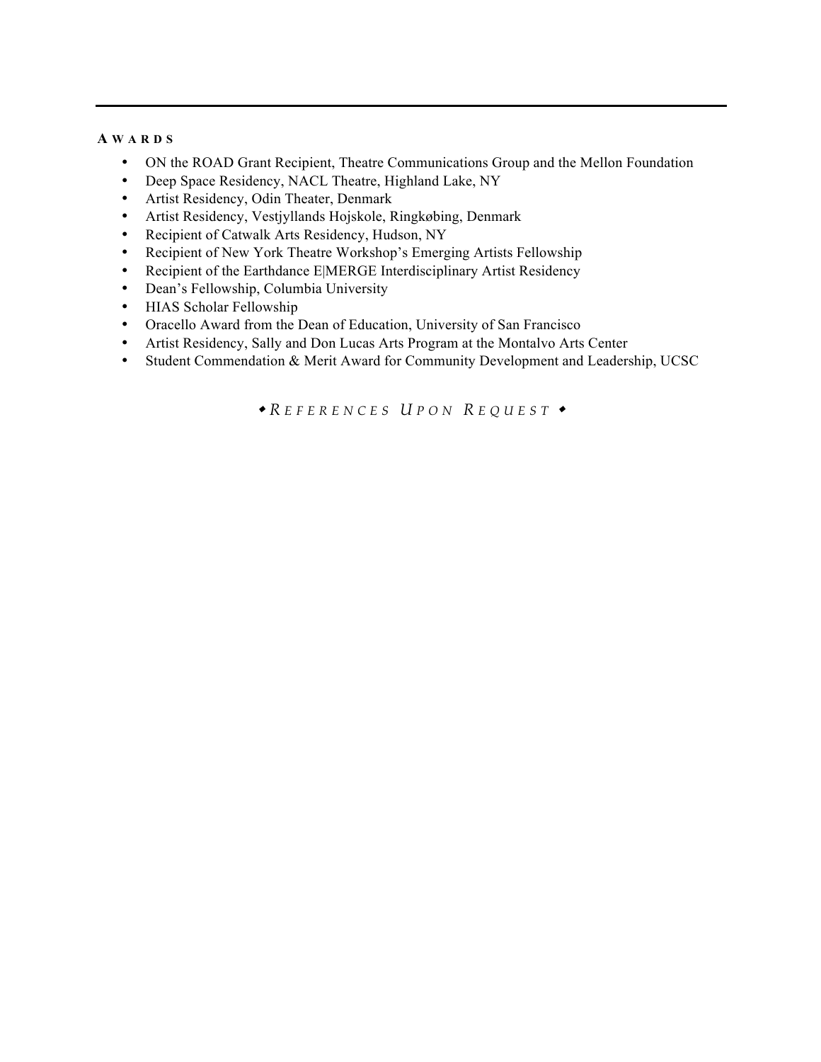## AWARDS

- ON the ROAD Grant Recipient, Theatre Communications Group and the Mellon Foundation
- Deep Space Residency, NACL Theatre, Highland Lake, NY
- Artist Residency, Odin Theater, Denmark
- Artist Residency, Vestjyllands Hojskole, Ringkøbing, Denmark
- Recipient of Catwalk Arts Residency, Hudson, NY
- Recipient of New York Theatre Workshop's Emerging Artists Fellowship
- Recipient of the Earthdance E|MERGE Interdisciplinary Artist Residency
- Dean's Fellowship, Columbia University
- HIAS Scholar Fellowship
- Oracello Award from the Dean of Education, University of San Francisco
- Artist Residency, Sally and Don Lucas Arts Program at the Montalvo Arts Center
- Student Commendation & Merit Award for Community Development and Leadership, UCSC

◆ *REFERENCES UPON REQUEST* ◆